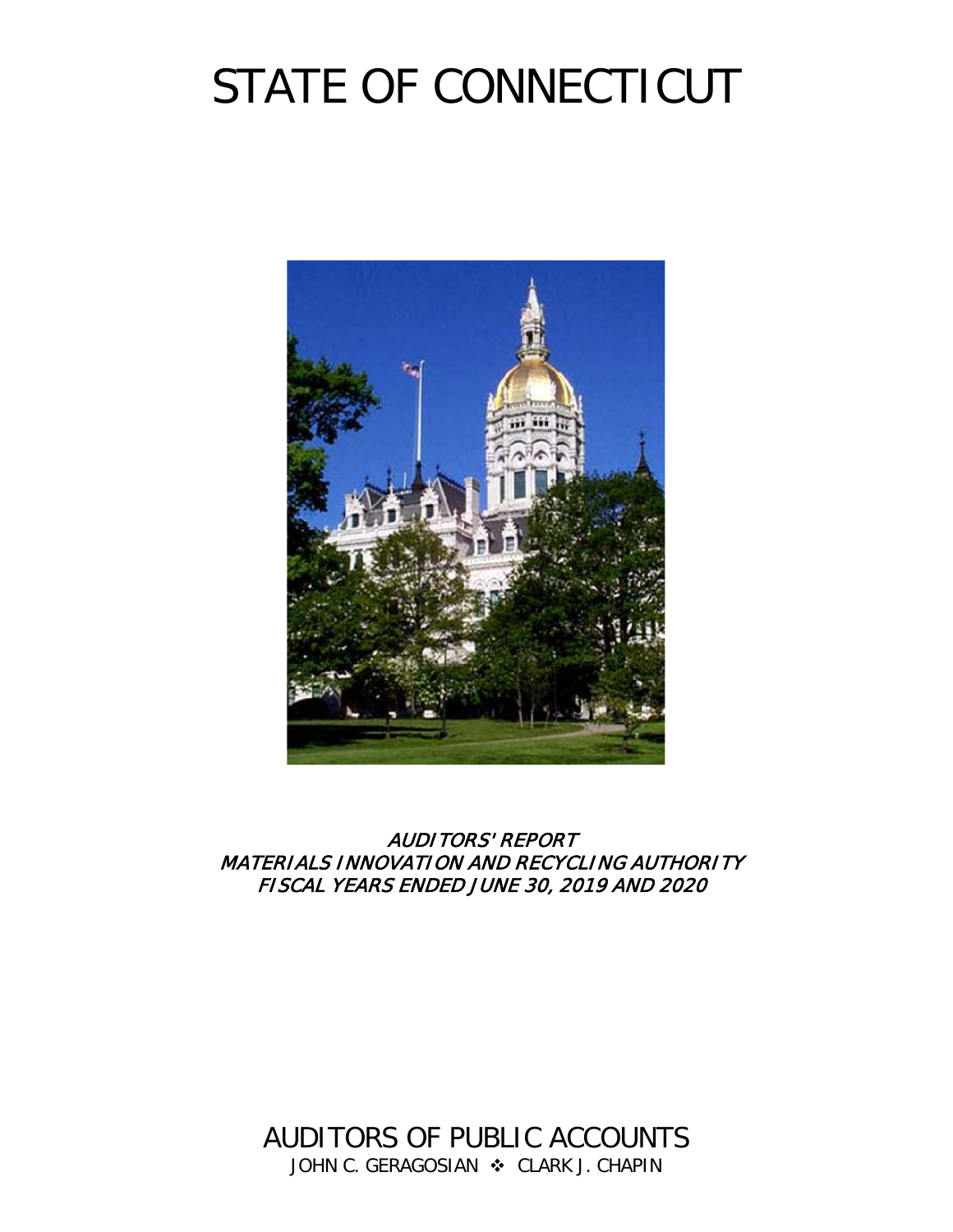# STATE OF CONNECTICUT

*AUDITORS' REPORT*
*MATERIALS INNOVATION AND RECYCLING AUTHORITY*
*FISCAL YEARS ENDED JUNE 30, 2019 AND 2020*

## AUDITORS OF PUBLIC ACCOUNTS

JOHN C. GERAGOSIAN ❖ CLARK J. CHAPIN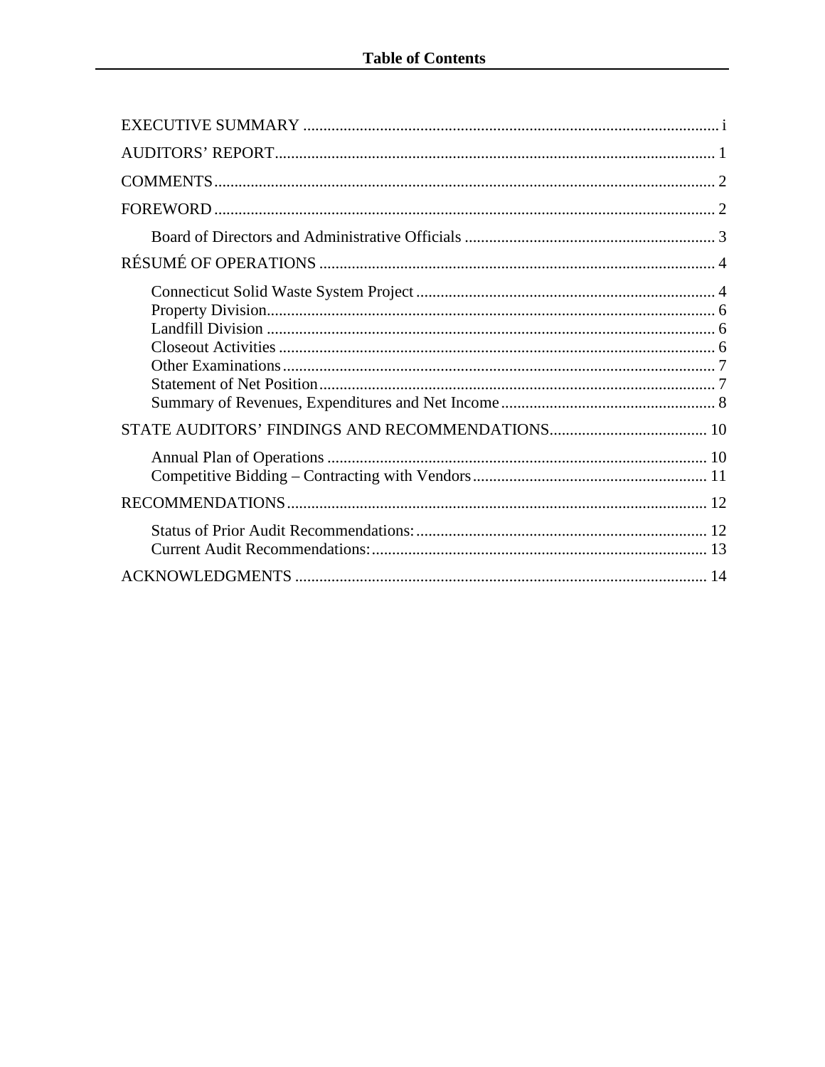# Table of Contents

EXECUTIVE SUMMARY ..... i

AUDITORS' REPORT ..... 1

COMMENTS ..... 2

FOREWORD ..... 2

- Board of Directors and Administrative Officials ..... 3

RÉSUMÉ OF OPERATIONS ..... 4

- Connecticut Solid Waste System Project ..... 4
- Property Division ..... 6
- Landfill Division ..... 6
- Closeout Activities ..... 6
- Other Examinations ..... 7
- Statement of Net Position ..... 7
- Summary of Revenues, Expenditures and Net Income ..... 8

STATE AUDITORS' FINDINGS AND RECOMMENDATIONS ..... 10

- Annual Plan of Operations ..... 10
- Competitive Bidding – Contracting with Vendors ..... 11

RECOMMENDATIONS ..... 12

- Status of Prior Audit Recommendations: ..... 12
- Current Audit Recommendations: ..... 13

ACKNOWLEDGMENTS ..... 14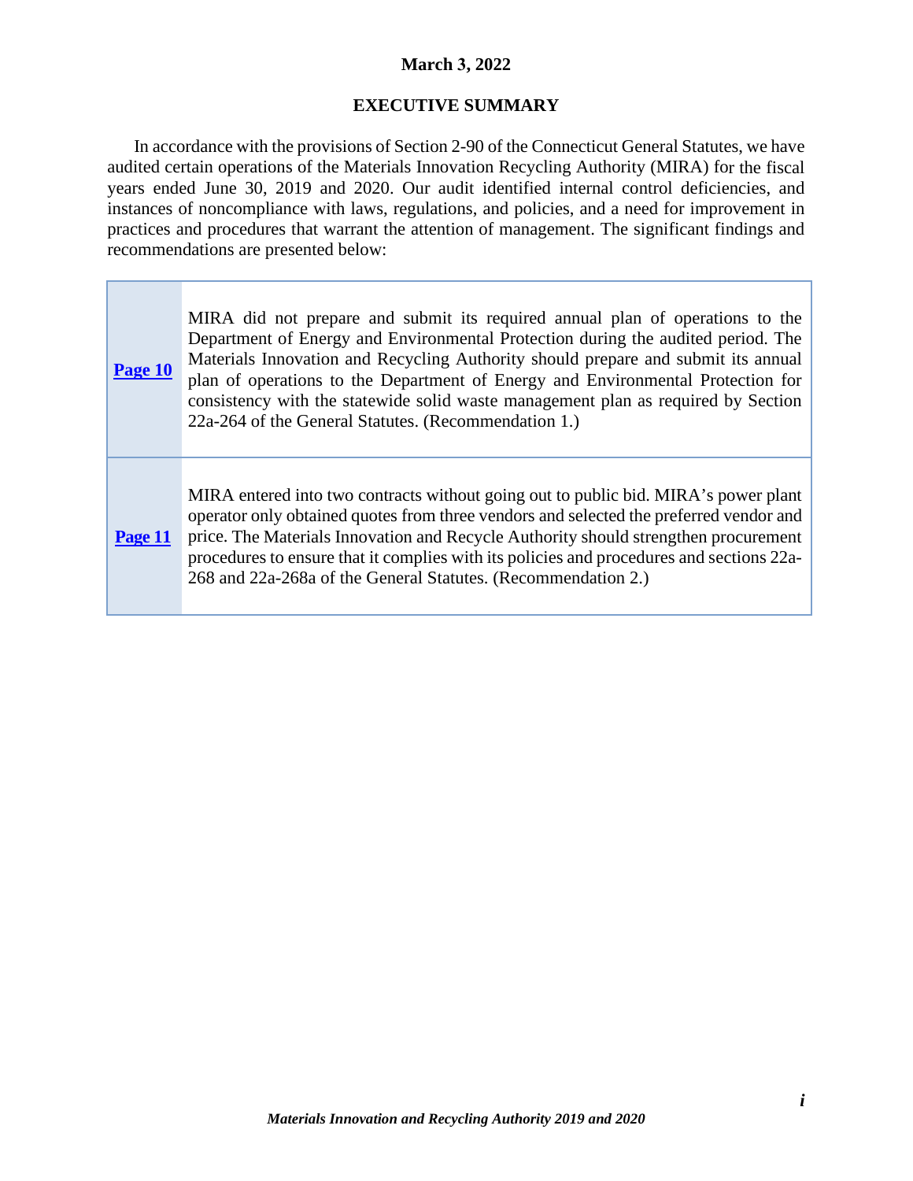**March 3, 2022**

## EXECUTIVE SUMMARY

In accordance with the provisions of Section 2-90 of the Connecticut General Statutes, we have audited certain operations of the Materials Innovation Recycling Authority (MIRA) for the fiscal years ended June 30, 2019 and 2020. Our audit identified internal control deficiencies, and instances of noncompliance with laws, regulations, and policies, and a need for improvement in practices and procedures that warrant the attention of management. The significant findings and recommendations are presented below:

| | |
|---|---|
| **Page 10** | MIRA did not prepare and submit its required annual plan of operations to the Department of Energy and Environmental Protection during the audited period. The Materials Innovation and Recycling Authority should prepare and submit its annual plan of operations to the Department of Energy and Environmental Protection for consistency with the statewide solid waste management plan as required by Section 22a-264 of the General Statutes. (Recommendation 1.) |
| **Page 11** | MIRA entered into two contracts without going out to public bid. MIRA's power plant operator only obtained quotes from three vendors and selected the preferred vendor and price. The Materials Innovation and Recycle Authority should strengthen procurement procedures to ensure that it complies with its policies and procedures and sections 22a-268 and 22a-268a of the General Statutes. (Recommendation 2.) |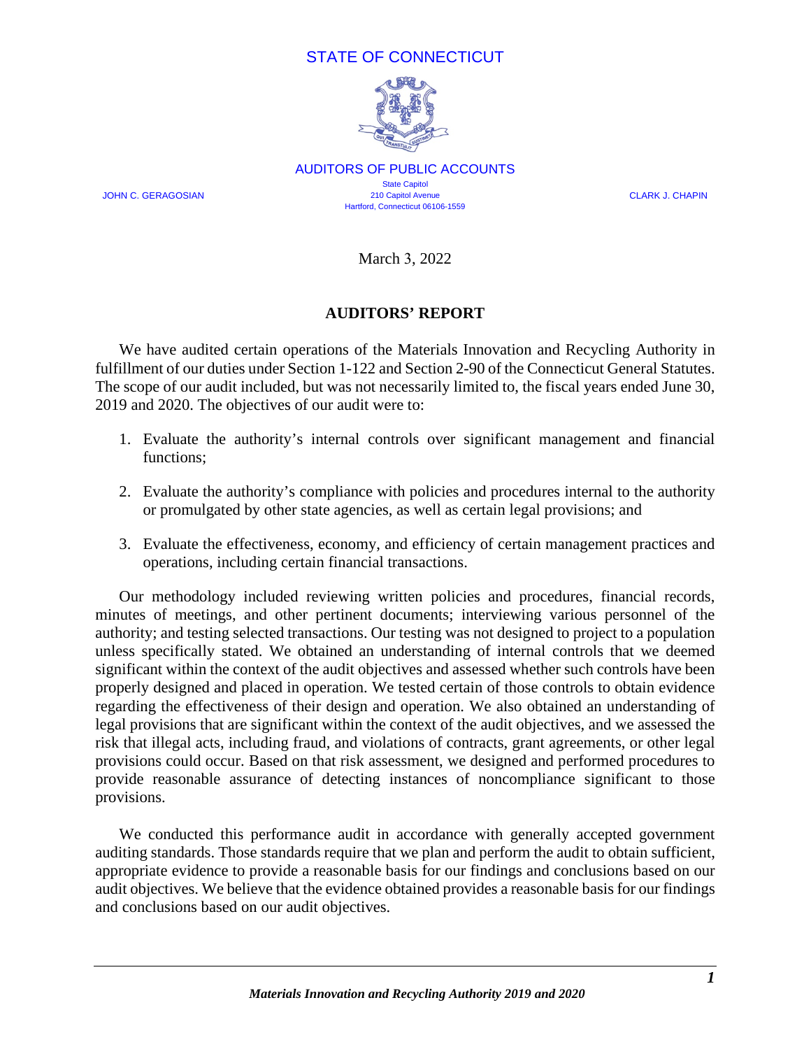STATE OF CONNECTICUT

AUDITORS OF PUBLIC ACCOUNTS

State Capitol
210 Capitol Avenue
Hartford, Connecticut 06106-1559

JOHN C. GERAGOSIAN

CLARK J. CHAPIN

March 3, 2022

**AUDITORS' REPORT**

We have audited certain operations of the Materials Innovation and Recycling Authority in fulfillment of our duties under Section 1-122 and Section 2-90 of the Connecticut General Statutes. The scope of our audit included, but was not necessarily limited to, the fiscal years ended June 30, 2019 and 2020. The objectives of our audit were to:

1. Evaluate the authority's internal controls over significant management and financial functions;

2. Evaluate the authority's compliance with policies and procedures internal to the authority or promulgated by other state agencies, as well as certain legal provisions; and

3. Evaluate the effectiveness, economy, and efficiency of certain management practices and operations, including certain financial transactions.

Our methodology included reviewing written policies and procedures, financial records, minutes of meetings, and other pertinent documents; interviewing various personnel of the authority; and testing selected transactions. Our testing was not designed to project to a population unless specifically stated. We obtained an understanding of internal controls that we deemed significant within the context of the audit objectives and assessed whether such controls have been properly designed and placed in operation. We tested certain of those controls to obtain evidence regarding the effectiveness of their design and operation. We also obtained an understanding of legal provisions that are significant within the context of the audit objectives, and we assessed the risk that illegal acts, including fraud, and violations of contracts, grant agreements, or other legal provisions could occur. Based on that risk assessment, we designed and performed procedures to provide reasonable assurance of detecting instances of noncompliance significant to those provisions.

We conducted this performance audit in accordance with generally accepted government auditing standards. Those standards require that we plan and perform the audit to obtain sufficient, appropriate evidence to provide a reasonable basis for our findings and conclusions based on our audit objectives. We believe that the evidence obtained provides a reasonable basis for our findings and conclusions based on our audit objectives.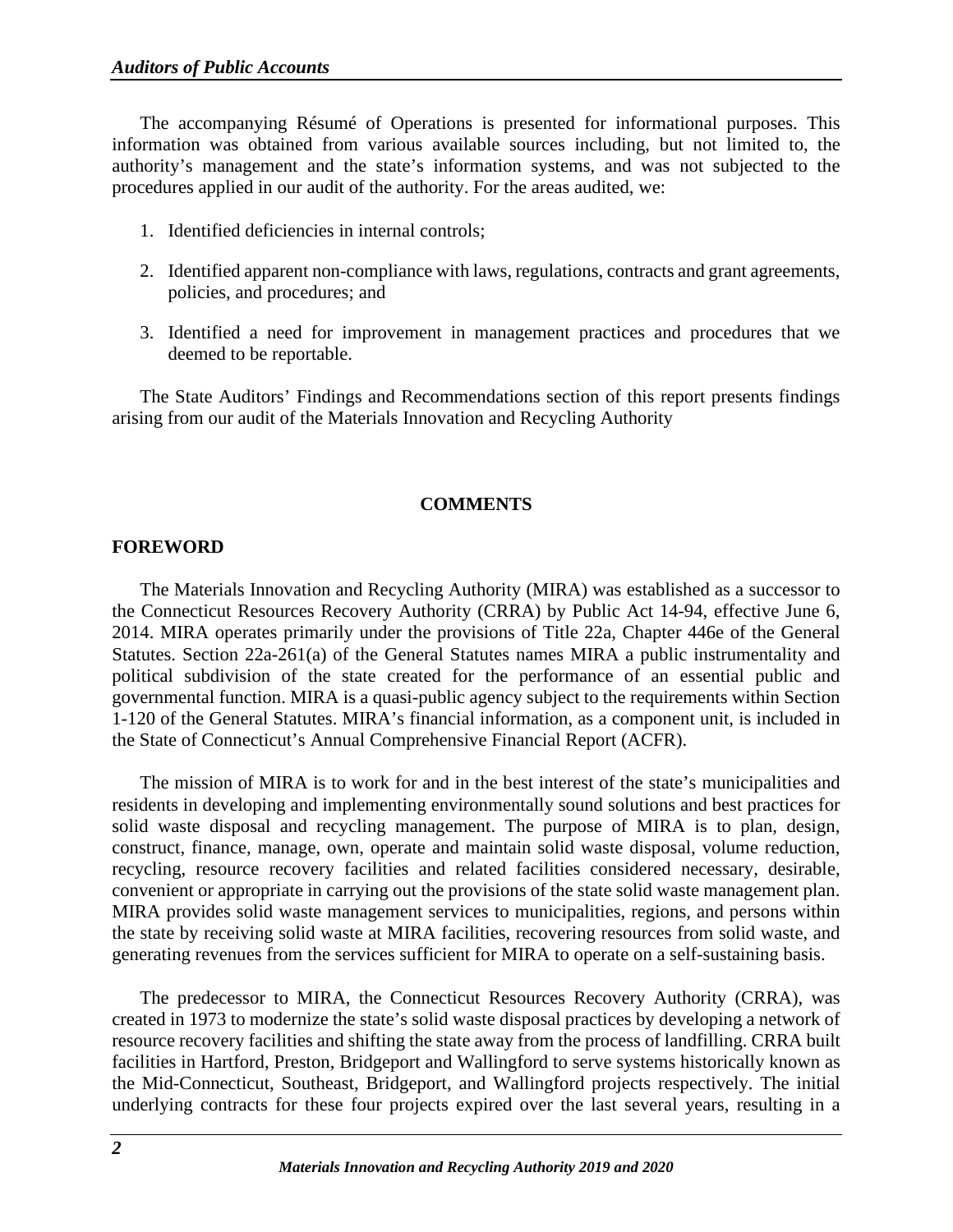The accompanying Résumé of Operations is presented for informational purposes. This information was obtained from various available sources including, but not limited to, the authority's management and the state's information systems, and was not subjected to the procedures applied in our audit of the authority. For the areas audited, we:

1. Identified deficiencies in internal controls;

2. Identified apparent non-compliance with laws, regulations, contracts and grant agreements, policies, and procedures; and

3. Identified a need for improvement in management practices and procedures that we deemed to be reportable.

The State Auditors' Findings and Recommendations section of this report presents findings arising from our audit of the Materials Innovation and Recycling Authority

## COMMENTS

### FOREWORD

The Materials Innovation and Recycling Authority (MIRA) was established as a successor to the Connecticut Resources Recovery Authority (CRRA) by Public Act 14-94, effective June 6, 2014. MIRA operates primarily under the provisions of Title 22a, Chapter 446e of the General Statutes. Section 22a-261(a) of the General Statutes names MIRA a public instrumentality and political subdivision of the state created for the performance of an essential public and governmental function. MIRA is a quasi-public agency subject to the requirements within Section 1-120 of the General Statutes. MIRA's financial information, as a component unit, is included in the State of Connecticut's Annual Comprehensive Financial Report (ACFR).

The mission of MIRA is to work for and in the best interest of the state's municipalities and residents in developing and implementing environmentally sound solutions and best practices for solid waste disposal and recycling management. The purpose of MIRA is to plan, design, construct, finance, manage, own, operate and maintain solid waste disposal, volume reduction, recycling, resource recovery facilities and related facilities considered necessary, desirable, convenient or appropriate in carrying out the provisions of the state solid waste management plan. MIRA provides solid waste management services to municipalities, regions, and persons within the state by receiving solid waste at MIRA facilities, recovering resources from solid waste, and generating revenues from the services sufficient for MIRA to operate on a self-sustaining basis.

The predecessor to MIRA, the Connecticut Resources Recovery Authority (CRRA), was created in 1973 to modernize the state's solid waste disposal practices by developing a network of resource recovery facilities and shifting the state away from the process of landfilling. CRRA built facilities in Hartford, Preston, Bridgeport and Wallingford to serve systems historically known as the Mid-Connecticut, Southeast, Bridgeport, and Wallingford projects respectively. The initial underlying contracts for these four projects expired over the last several years, resulting in a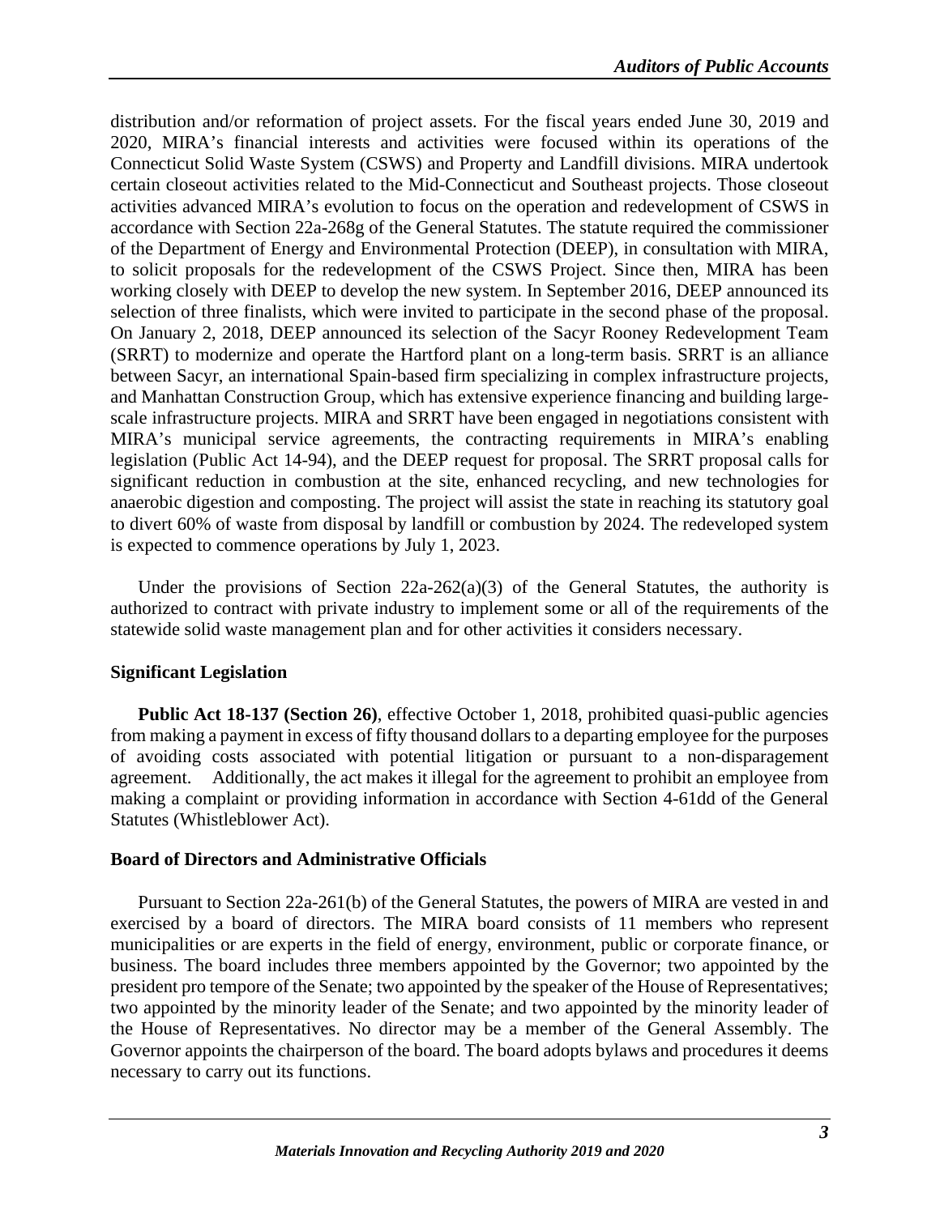distribution and/or reformation of project assets. For the fiscal years ended June 30, 2019 and 2020, MIRA's financial interests and activities were focused within its operations of the Connecticut Solid Waste System (CSWS) and Property and Landfill divisions. MIRA undertook certain closeout activities related to the Mid-Connecticut and Southeast projects. Those closeout activities advanced MIRA's evolution to focus on the operation and redevelopment of CSWS in accordance with Section 22a-268g of the General Statutes. The statute required the commissioner of the Department of Energy and Environmental Protection (DEEP), in consultation with MIRA, to solicit proposals for the redevelopment of the CSWS Project. Since then, MIRA has been working closely with DEEP to develop the new system. In September 2016, DEEP announced its selection of three finalists, which were invited to participate in the second phase of the proposal. On January 2, 2018, DEEP announced its selection of the Sacyr Rooney Redevelopment Team (SRRT) to modernize and operate the Hartford plant on a long-term basis. SRRT is an alliance between Sacyr, an international Spain-based firm specializing in complex infrastructure projects, and Manhattan Construction Group, which has extensive experience financing and building large-scale infrastructure projects. MIRA and SRRT have been engaged in negotiations consistent with MIRA's municipal service agreements, the contracting requirements in MIRA's enabling legislation (Public Act 14-94), and the DEEP request for proposal. The SRRT proposal calls for significant reduction in combustion at the site, enhanced recycling, and new technologies for anaerobic digestion and composting. The project will assist the state in reaching its statutory goal to divert 60% of waste from disposal by landfill or combustion by 2024. The redeveloped system is expected to commence operations by July 1, 2023.

Under the provisions of Section 22a-262(a)(3) of the General Statutes, the authority is authorized to contract with private industry to implement some or all of the requirements of the statewide solid waste management plan and for other activities it considers necessary.

### Significant Legislation

**Public Act 18-137 (Section 26)**, effective October 1, 2018, prohibited quasi-public agencies from making a payment in excess of fifty thousand dollars to a departing employee for the purposes of avoiding costs associated with potential litigation or pursuant to a non-disparagement agreement. Additionally, the act makes it illegal for the agreement to prohibit an employee from making a complaint or providing information in accordance with Section 4-61dd of the General Statutes (Whistleblower Act).

### Board of Directors and Administrative Officials

Pursuant to Section 22a-261(b) of the General Statutes, the powers of MIRA are vested in and exercised by a board of directors. The MIRA board consists of 11 members who represent municipalities or are experts in the field of energy, environment, public or corporate finance, or business. The board includes three members appointed by the Governor; two appointed by the president pro tempore of the Senate; two appointed by the speaker of the House of Representatives; two appointed by the minority leader of the Senate; and two appointed by the minority leader of the House of Representatives. No director may be a member of the General Assembly. The Governor appoints the chairperson of the board. The board adopts bylaws and procedures it deems necessary to carry out its functions.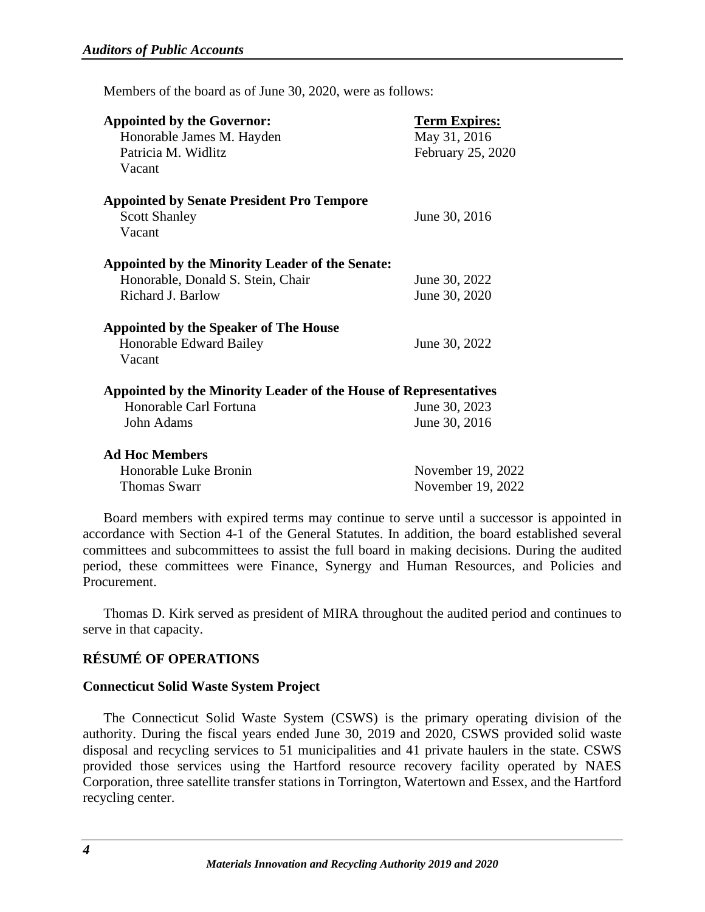Members of the board as of June 30, 2020, were as follows:

| **Appointed by the Governor:** | **Term Expires:** |
|---|---|
| Honorable James M. Hayden | May 31, 2016 |
| Patricia M. Widlitz | February 25, 2020 |
| Vacant | |
| **Appointed by Senate President Pro Tempore** | |
| Scott Shanley | June 30, 2016 |
| Vacant | |
| **Appointed by the Minority Leader of the Senate:** | |
| Honorable, Donald S. Stein, Chair | June 30, 2022 |
| Richard J. Barlow | June 30, 2020 |
| **Appointed by the Speaker of The House** | |
| Honorable Edward Bailey | June 30, 2022 |
| Vacant | |
| **Appointed by the Minority Leader of the House of Representatives** | |
| Honorable Carl Fortuna | June 30, 2023 |
| John Adams | June 30, 2016 |
| **Ad Hoc Members** | |
| Honorable Luke Bronin | November 19, 2022 |
| Thomas Swarr | November 19, 2022 |

Board members with expired terms may continue to serve until a successor is appointed in accordance with Section 4-1 of the General Statutes. In addition, the board established several committees and subcommittees to assist the full board in making decisions. During the audited period, these committees were Finance, Synergy and Human Resources, and Policies and Procurement.

Thomas D. Kirk served as president of MIRA throughout the audited period and continues to serve in that capacity.

## RÉSUMÉ OF OPERATIONS

### Connecticut Solid Waste System Project

The Connecticut Solid Waste System (CSWS) is the primary operating division of the authority. During the fiscal years ended June 30, 2019 and 2020, CSWS provided solid waste disposal and recycling services to 51 municipalities and 41 private haulers in the state. CSWS provided those services using the Hartford resource recovery facility operated by NAES Corporation, three satellite transfer stations in Torrington, Watertown and Essex, and the Hartford recycling center.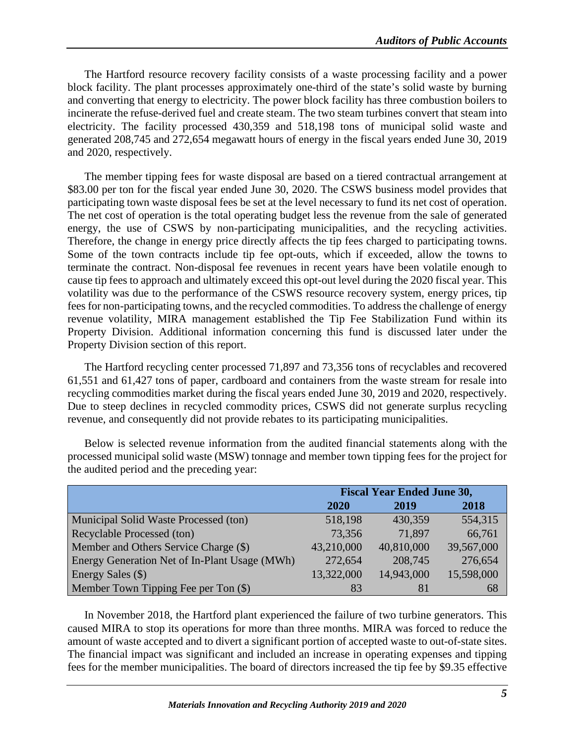The Hartford resource recovery facility consists of a waste processing facility and a power block facility. The plant processes approximately one-third of the state's solid waste by burning and converting that energy to electricity. The power block facility has three combustion boilers to incinerate the refuse-derived fuel and create steam. The two steam turbines convert that steam into electricity. The facility processed 430,359 and 518,198 tons of municipal solid waste and generated 208,745 and 272,654 megawatt hours of energy in the fiscal years ended June 30, 2019 and 2020, respectively.

The member tipping fees for waste disposal are based on a tiered contractual arrangement at $83.00 per ton for the fiscal year ended June 30, 2020. The CSWS business model provides that participating town waste disposal fees be set at the level necessary to fund its net cost of operation. The net cost of operation is the total operating budget less the revenue from the sale of generated energy, the use of CSWS by non-participating municipalities, and the recycling activities. Therefore, the change in energy price directly affects the tip fees charged to participating towns. Some of the town contracts include tip fee opt-outs, which if exceeded, allow the towns to terminate the contract. Non-disposal fee revenues in recent years have been volatile enough to cause tip fees to approach and ultimately exceed this opt-out level during the 2020 fiscal year. This volatility was due to the performance of the CSWS resource recovery system, energy prices, tip fees for non-participating towns, and the recycled commodities. To address the challenge of energy revenue volatility, MIRA management established the Tip Fee Stabilization Fund within its Property Division. Additional information concerning this fund is discussed later under the Property Division section of this report.

The Hartford recycling center processed 71,897 and 73,356 tons of recyclables and recovered 61,551 and 61,427 tons of paper, cardboard and containers from the waste stream for resale into recycling commodities market during the fiscal years ended June 30, 2019 and 2020, respectively. Due to steep declines in recycled commodity prices, CSWS did not generate surplus recycling revenue, and consequently did not provide rebates to its participating municipalities.

Below is selected revenue information from the audited financial statements along with the processed municipal solid waste (MSW) tonnage and member town tipping fees for the project for the audited period and the preceding year:

| | Fiscal Year Ended June 30, | | |
|---|---|---|---|
| | **2020** | **2019** | **2018** |
| Municipal Solid Waste Processed (ton) | 518,198 | 430,359 | 554,315 |
| Recyclable Processed (ton) | 73,356 | 71,897 | 66,761 |
| Member and Others Service Charge ($) | 43,210,000 | 40,810,000 | 39,567,000 |
| Energy Generation Net of In-Plant Usage (MWh) | 272,654 | 208,745 | 276,654 |
| Energy Sales ($) | 13,322,000 | 14,943,000 | 15,598,000 |
| Member Town Tipping Fee per Ton ($) | 83 | 81 | 68 |

In November 2018, the Hartford plant experienced the failure of two turbine generators. This caused MIRA to stop its operations for more than three months. MIRA was forced to reduce the amount of waste accepted and to divert a significant portion of accepted waste to out-of-state sites. The financial impact was significant and included an increase in operating expenses and tipping fees for the member municipalities. The board of directors increased the tip fee by $9.35 effective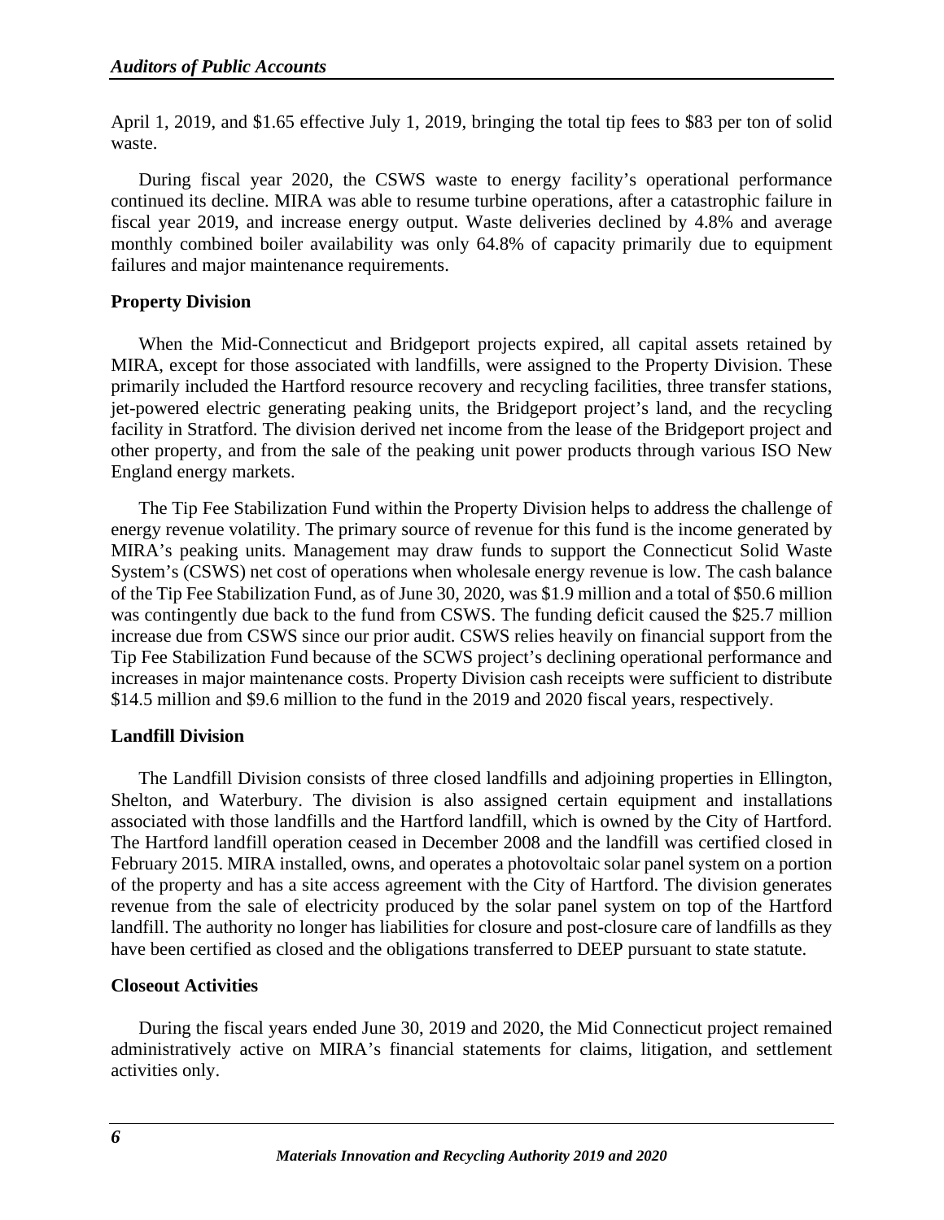April 1, 2019, and $1.65 effective July 1, 2019, bringing the total tip fees to $83 per ton of solid waste.

During fiscal year 2020, the CSWS waste to energy facility's operational performance continued its decline. MIRA was able to resume turbine operations, after a catastrophic failure in fiscal year 2019, and increase energy output. Waste deliveries declined by 4.8% and average monthly combined boiler availability was only 64.8% of capacity primarily due to equipment failures and major maintenance requirements.

**Property Division**

When the Mid-Connecticut and Bridgeport projects expired, all capital assets retained by MIRA, except for those associated with landfills, were assigned to the Property Division. These primarily included the Hartford resource recovery and recycling facilities, three transfer stations, jet-powered electric generating peaking units, the Bridgeport project's land, and the recycling facility in Stratford. The division derived net income from the lease of the Bridgeport project and other property, and from the sale of the peaking unit power products through various ISO New England energy markets.

The Tip Fee Stabilization Fund within the Property Division helps to address the challenge of energy revenue volatility. The primary source of revenue for this fund is the income generated by MIRA's peaking units. Management may draw funds to support the Connecticut Solid Waste System's (CSWS) net cost of operations when wholesale energy revenue is low. The cash balance of the Tip Fee Stabilization Fund, as of June 30, 2020, was $1.9 million and a total of $50.6 million was contingently due back to the fund from CSWS. The funding deficit caused the $25.7 million increase due from CSWS since our prior audit. CSWS relies heavily on financial support from the Tip Fee Stabilization Fund because of the SCWS project's declining operational performance and increases in major maintenance costs. Property Division cash receipts were sufficient to distribute $14.5 million and $9.6 million to the fund in the 2019 and 2020 fiscal years, respectively.

**Landfill Division**

The Landfill Division consists of three closed landfills and adjoining properties in Ellington, Shelton, and Waterbury. The division is also assigned certain equipment and installations associated with those landfills and the Hartford landfill, which is owned by the City of Hartford. The Hartford landfill operation ceased in December 2008 and the landfill was certified closed in February 2015. MIRA installed, owns, and operates a photovoltaic solar panel system on a portion of the property and has a site access agreement with the City of Hartford. The division generates revenue from the sale of electricity produced by the solar panel system on top of the Hartford landfill. The authority no longer has liabilities for closure and post-closure care of landfills as they have been certified as closed and the obligations transferred to DEEP pursuant to state statute.

**Closeout Activities**

During the fiscal years ended June 30, 2019 and 2020, the Mid Connecticut project remained administratively active on MIRA's financial statements for claims, litigation, and settlement activities only.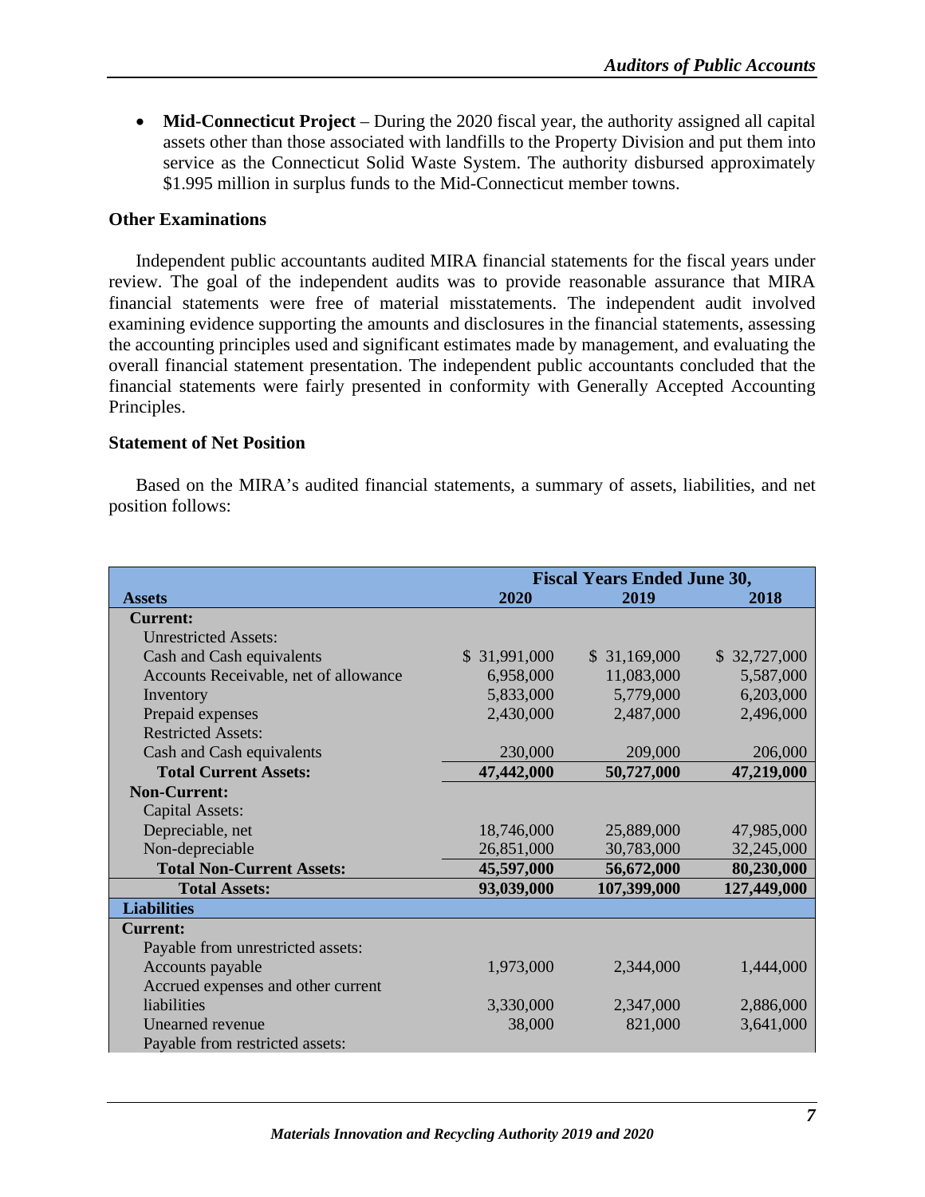- **Mid-Connecticut Project** – During the 2020 fiscal year, the authority assigned all capital assets other than those associated with landfills to the Property Division and put them into service as the Connecticut Solid Waste System. The authority disbursed approximately $1.995 million in surplus funds to the Mid-Connecticut member towns.

**Other Examinations**

Independent public accountants audited MIRA financial statements for the fiscal years under review. The goal of the independent audits was to provide reasonable assurance that MIRA financial statements were free of material misstatements. The independent audit involved examining evidence supporting the amounts and disclosures in the financial statements, assessing the accounting principles used and significant estimates made by management, and evaluating the overall financial statement presentation. The independent public accountants concluded that the financial statements were fairly presented in conformity with Generally Accepted Accounting Principles.

**Statement of Net Position**

Based on the MIRA's audited financial statements, a summary of assets, liabilities, and net position follows:

| | Fiscal Years Ended June 30, | | |
|---|---|---|---|
| **Assets** | **2020** | **2019** | **2018** |
| **Current:** | | | |
| Unrestricted Assets: | | | |
| Cash and Cash equivalents | $ 31,991,000 | $ 31,169,000 | $ 32,727,000 |
| Accounts Receivable, net of allowance | 6,958,000 | 11,083,000 | 5,587,000 |
| Inventory | 5,833,000 | 5,779,000 | 6,203,000 |
| Prepaid expenses | 2,430,000 | 2,487,000 | 2,496,000 |
| Restricted Assets: | | | |
| Cash and Cash equivalents | 230,000 | 209,000 | 206,000 |
| **Total Current Assets:** | **47,442,000** | **50,727,000** | **47,219,000** |
| **Non-Current:** | | | |
| Capital Assets: | | | |
| Depreciable, net | 18,746,000 | 25,889,000 | 47,985,000 |
| Non-depreciable | 26,851,000 | 30,783,000 | 32,245,000 |
| **Total Non-Current Assets:** | **45,597,000** | **56,672,000** | **80,230,000** |
| **Total Assets:** | **93,039,000** | **107,399,000** | **127,449,000** |
| **Liabilities** | | | |
| **Current:** | | | |
| Payable from unrestricted assets: | | | |
| Accounts payable | 1,973,000 | 2,344,000 | 1,444,000 |
| Accrued expenses and other current liabilities | 3,330,000 | 2,347,000 | 2,886,000 |
| Unearned revenue | 38,000 | 821,000 | 3,641,000 |
| Payable from restricted assets: | | | |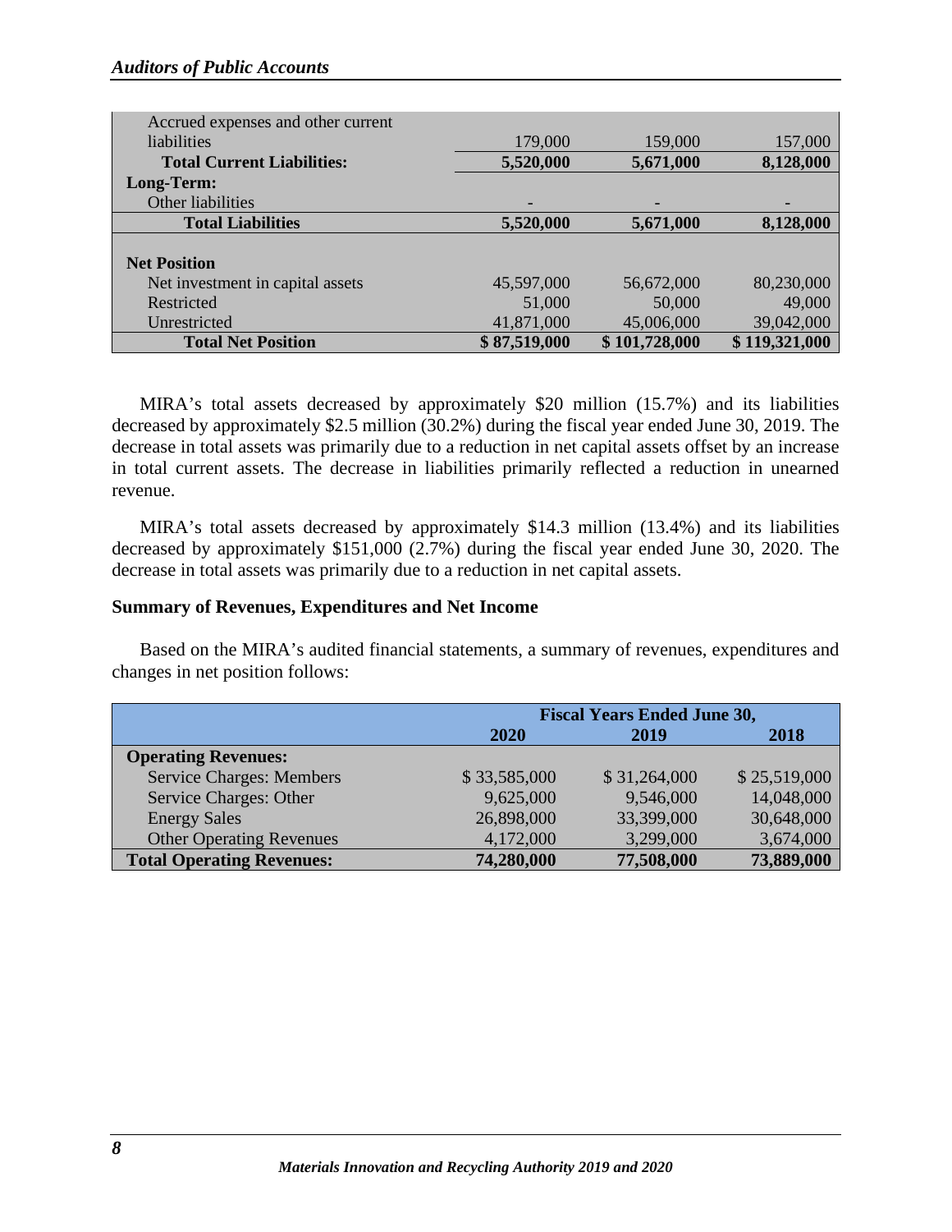| | | | |
|---|---|---|---|
| Accrued expenses and other current liabilities | 179,000 | 159,000 | 157,000 |
| **Total Current Liabilities:** | **5,520,000** | **5,671,000** | **8,128,000** |
| **Long-Term:** | | | |
| Other liabilities | - | - | - |
| **Total Liabilities** | **5,520,000** | **5,671,000** | **8,128,000** |
| | | | |
| **Net Position** | | | |
| Net investment in capital assets | 45,597,000 | 56,672,000 | 80,230,000 |
| Restricted | 51,000 | 50,000 | 49,000 |
| Unrestricted | 41,871,000 | 45,006,000 | 39,042,000 |
| **Total Net Position** | **$ 87,519,000** | **$ 101,728,000** | **$ 119,321,000** |

MIRA's total assets decreased by approximately $20 million (15.7%) and its liabilities decreased by approximately $2.5 million (30.2%) during the fiscal year ended June 30, 2019. The decrease in total assets was primarily due to a reduction in net capital assets offset by an increase in total current assets. The decrease in liabilities primarily reflected a reduction in unearned revenue.

MIRA's total assets decreased by approximately $14.3 million (13.4%) and its liabilities decreased by approximately $151,000 (2.7%) during the fiscal year ended June 30, 2020. The decrease in total assets was primarily due to a reduction in net capital assets.

**Summary of Revenues, Expenditures and Net Income**

Based on the MIRA's audited financial statements, a summary of revenues, expenditures and changes in net position follows:

| | Fiscal Years Ended June 30, | | |
|---|---|---|---|
| | **2020** | **2019** | **2018** |
| **Operating Revenues:** | | | |
| Service Charges: Members | $ 33,585,000 | $ 31,264,000 | $ 25,519,000 |
| Service Charges: Other | 9,625,000 | 9,546,000 | 14,048,000 |
| Energy Sales | 26,898,000 | 33,399,000 | 30,648,000 |
| Other Operating Revenues | 4,172,000 | 3,299,000 | 3,674,000 |
| **Total Operating Revenues:** | **74,280,000** | **77,508,000** | **73,889,000** |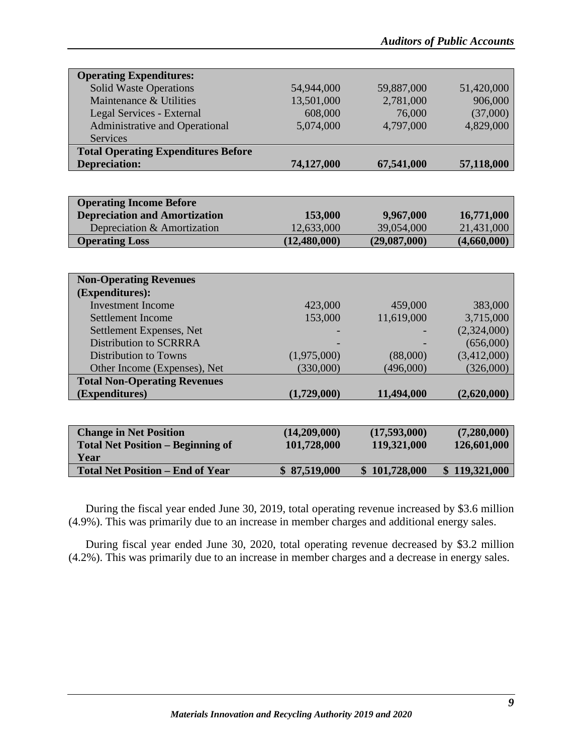| | | | |
|---|---|---|---|
| **Operating Expenditures:** | | | |
| Solid Waste Operations | 54,944,000 | 59,887,000 | 51,420,000 |
| Maintenance & Utilities | 13,501,000 | 2,781,000 | 906,000 |
| Legal Services - External | 608,000 | 76,000 | (37,000) |
| Administrative and Operational Services | 5,074,000 | 4,797,000 | 4,829,000 |
| **Total Operating Expenditures Before Depreciation:** | **74,127,000** | **67,541,000** | **57,118,000** |

| | | | |
|---|---|---|---|
| **Operating Income Before Depreciation and Amortization** | **153,000** | **9,967,000** | **16,771,000** |
| Depreciation & Amortization | 12,633,000 | 39,054,000 | 21,431,000 |
| **Operating Loss** | **(12,480,000)** | **(29,087,000)** | **(4,660,000)** |

| | | | |
|---|---|---|---|
| **Non-Operating Revenues (Expenditures):** | | | |
| Investment Income | 423,000 | 459,000 | 383,000 |
| Settlement Income | 153,000 | 11,619,000 | 3,715,000 |
| Settlement Expenses, Net | - | - | (2,324,000) |
| Distribution to SCRRRA | - | - | (656,000) |
| Distribution to Towns | (1,975,000) | (88,000) | (3,412,000) |
| Other Income (Expenses), Net | (330,000) | (496,000) | (326,000) |
| **Total Non-Operating Revenues (Expenditures)** | **(1,729,000)** | **11,494,000** | **(2,620,000)** |

| | | | |
|---|---|---|---|
| **Change in Net Position** | **(14,209,000)** | **(17,593,000)** | **(7,280,000)** |
| **Total Net Position – Beginning of Year** | **101,728,000** | **119,321,000** | **126,601,000** |
| **Total Net Position – End of Year** | **$ 87,519,000** | **$ 101,728,000** | **$ 119,321,000** |

During the fiscal year ended June 30, 2019, total operating revenue increased by $3.6 million (4.9%). This was primarily due to an increase in member charges and additional energy sales.

During fiscal year ended June 30, 2020, total operating revenue decreased by $3.2 million (4.2%). This was primarily due to an increase in member charges and a decrease in energy sales.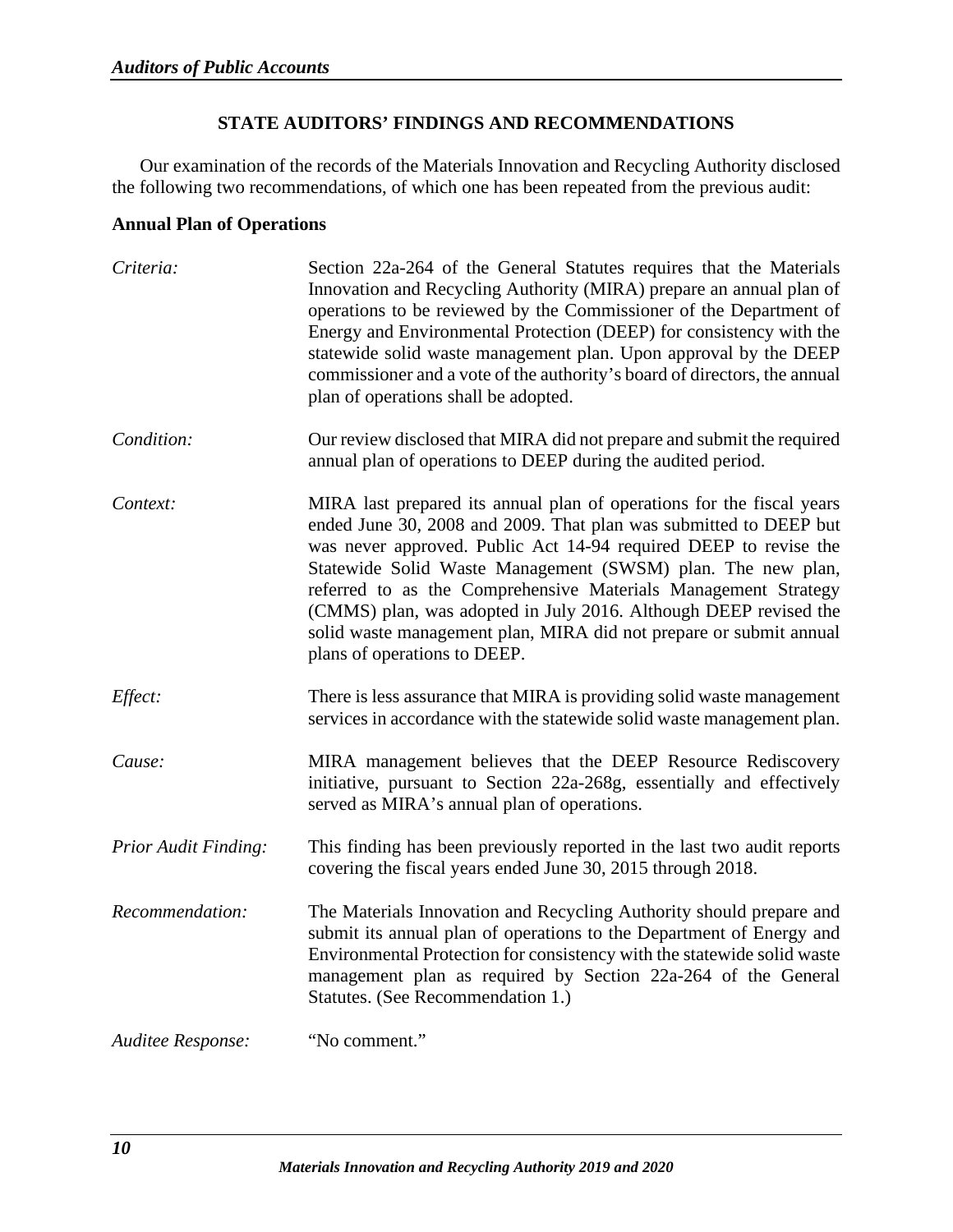## STATE AUDITORS' FINDINGS AND RECOMMENDATIONS

Our examination of the records of the Materials Innovation and Recycling Authority disclosed the following two recommendations, of which one has been repeated from the previous audit:

### Annual Plan of Operations

*Criteria:* Section 22a-264 of the General Statutes requires that the Materials Innovation and Recycling Authority (MIRA) prepare an annual plan of operations to be reviewed by the Commissioner of the Department of Energy and Environmental Protection (DEEP) for consistency with the statewide solid waste management plan. Upon approval by the DEEP commissioner and a vote of the authority's board of directors, the annual plan of operations shall be adopted.

*Condition:* Our review disclosed that MIRA did not prepare and submit the required annual plan of operations to DEEP during the audited period.

*Context:* MIRA last prepared its annual plan of operations for the fiscal years ended June 30, 2008 and 2009. That plan was submitted to DEEP but was never approved. Public Act 14-94 required DEEP to revise the Statewide Solid Waste Management (SWSM) plan. The new plan, referred to as the Comprehensive Materials Management Strategy (CMMS) plan, was adopted in July 2016. Although DEEP revised the solid waste management plan, MIRA did not prepare or submit annual plans of operations to DEEP.

*Effect:* There is less assurance that MIRA is providing solid waste management services in accordance with the statewide solid waste management plan.

*Cause:* MIRA management believes that the DEEP Resource Rediscovery initiative, pursuant to Section 22a-268g, essentially and effectively served as MIRA's annual plan of operations.

*Prior Audit Finding:* This finding has been previously reported in the last two audit reports covering the fiscal years ended June 30, 2015 through 2018.

*Recommendation:* The Materials Innovation and Recycling Authority should prepare and submit its annual plan of operations to the Department of Energy and Environmental Protection for consistency with the statewide solid waste management plan as required by Section 22a-264 of the General Statutes. (See Recommendation 1.)

*Auditee Response:* "No comment."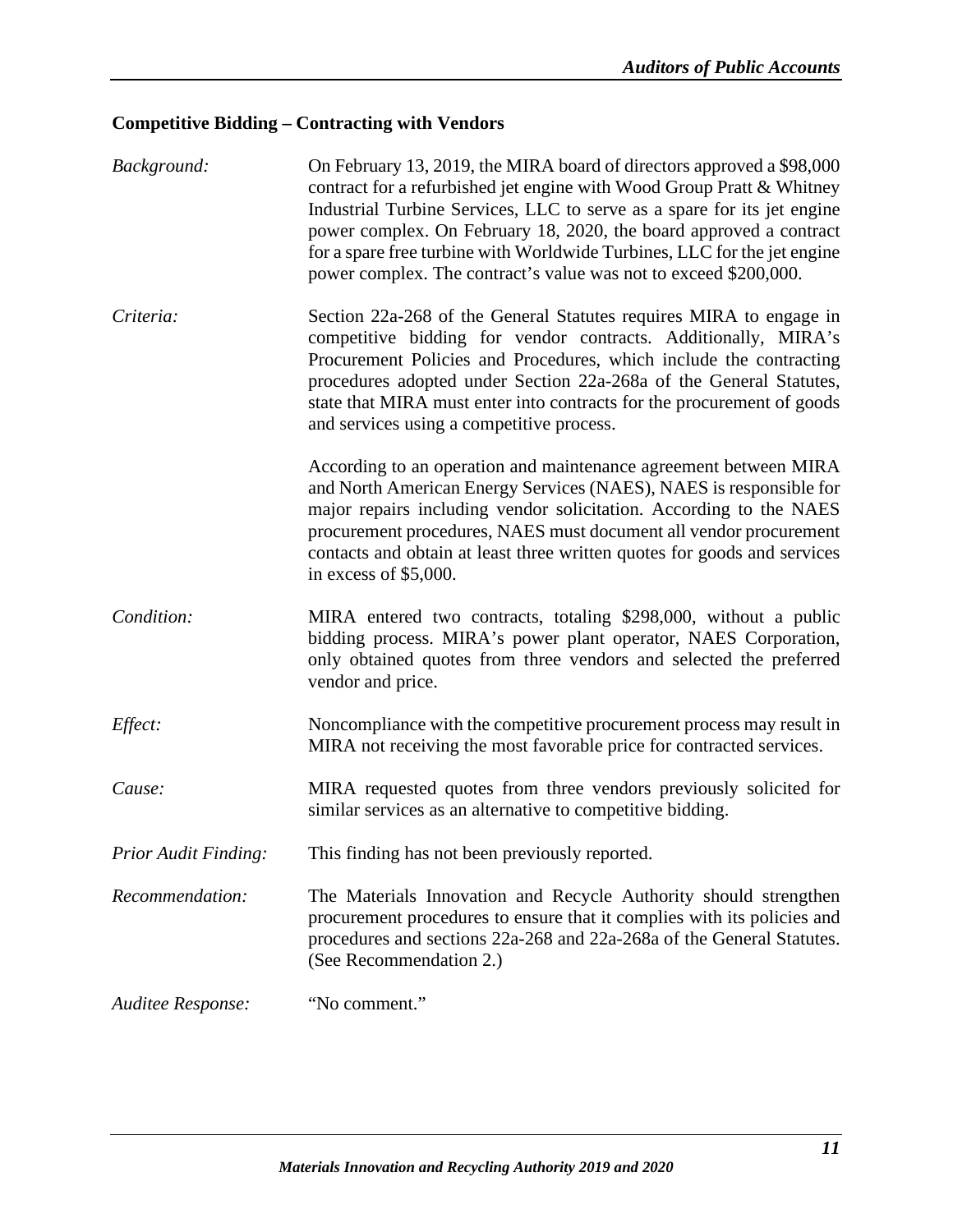**Competitive Bidding – Contracting with Vendors**

*Background:* On February 13, 2019, the MIRA board of directors approved a $98,000 contract for a refurbished jet engine with Wood Group Pratt & Whitney Industrial Turbine Services, LLC to serve as a spare for its jet engine power complex. On February 18, 2020, the board approved a contract for a spare free turbine with Worldwide Turbines, LLC for the jet engine power complex. The contract's value was not to exceed $200,000.

*Criteria:* Section 22a-268 of the General Statutes requires MIRA to engage in competitive bidding for vendor contracts. Additionally, MIRA's Procurement Policies and Procedures, which include the contracting procedures adopted under Section 22a-268a of the General Statutes, state that MIRA must enter into contracts for the procurement of goods and services using a competitive process.

According to an operation and maintenance agreement between MIRA and North American Energy Services (NAES), NAES is responsible for major repairs including vendor solicitation. According to the NAES procurement procedures, NAES must document all vendor procurement contacts and obtain at least three written quotes for goods and services in excess of $5,000.

*Condition:* MIRA entered two contracts, totaling $298,000, without a public bidding process. MIRA's power plant operator, NAES Corporation, only obtained quotes from three vendors and selected the preferred vendor and price.

*Effect:* Noncompliance with the competitive procurement process may result in MIRA not receiving the most favorable price for contracted services.

*Cause:* MIRA requested quotes from three vendors previously solicited for similar services as an alternative to competitive bidding.

*Prior Audit Finding:* This finding has not been previously reported.

*Recommendation:* The Materials Innovation and Recycle Authority should strengthen procurement procedures to ensure that it complies with its policies and procedures and sections 22a-268 and 22a-268a of the General Statutes. (See Recommendation 2.)

*Auditee Response:* "No comment."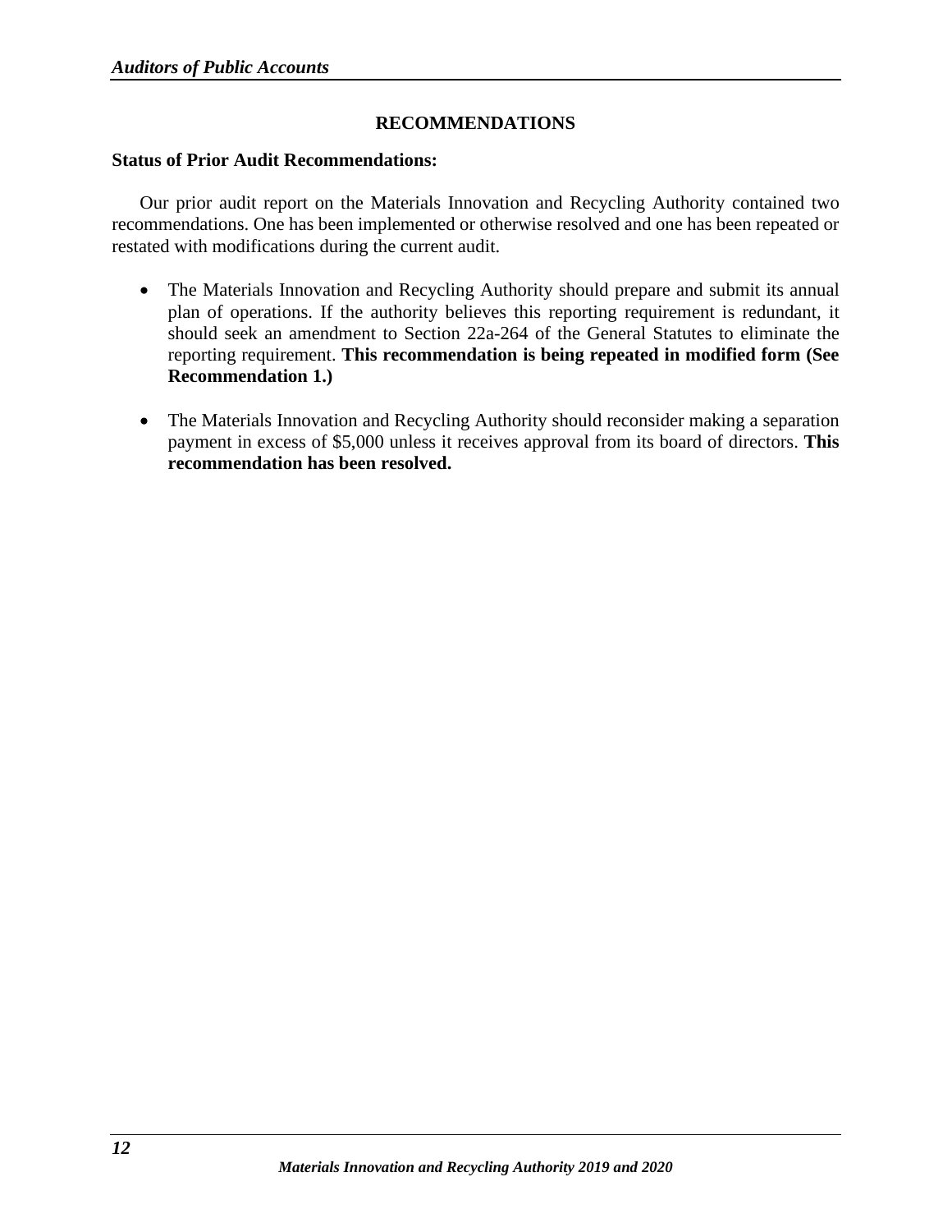## RECOMMENDATIONS

**Status of Prior Audit Recommendations:**

Our prior audit report on the Materials Innovation and Recycling Authority contained two recommendations. One has been implemented or otherwise resolved and one has been repeated or restated with modifications during the current audit.

- The Materials Innovation and Recycling Authority should prepare and submit its annual plan of operations. If the authority believes this reporting requirement is redundant, it should seek an amendment to Section 22a-264 of the General Statutes to eliminate the reporting requirement. **This recommendation is being repeated in modified form (See Recommendation 1.)**

- The Materials Innovation and Recycling Authority should reconsider making a separation payment in excess of $5,000 unless it receives approval from its board of directors. **This recommendation has been resolved.**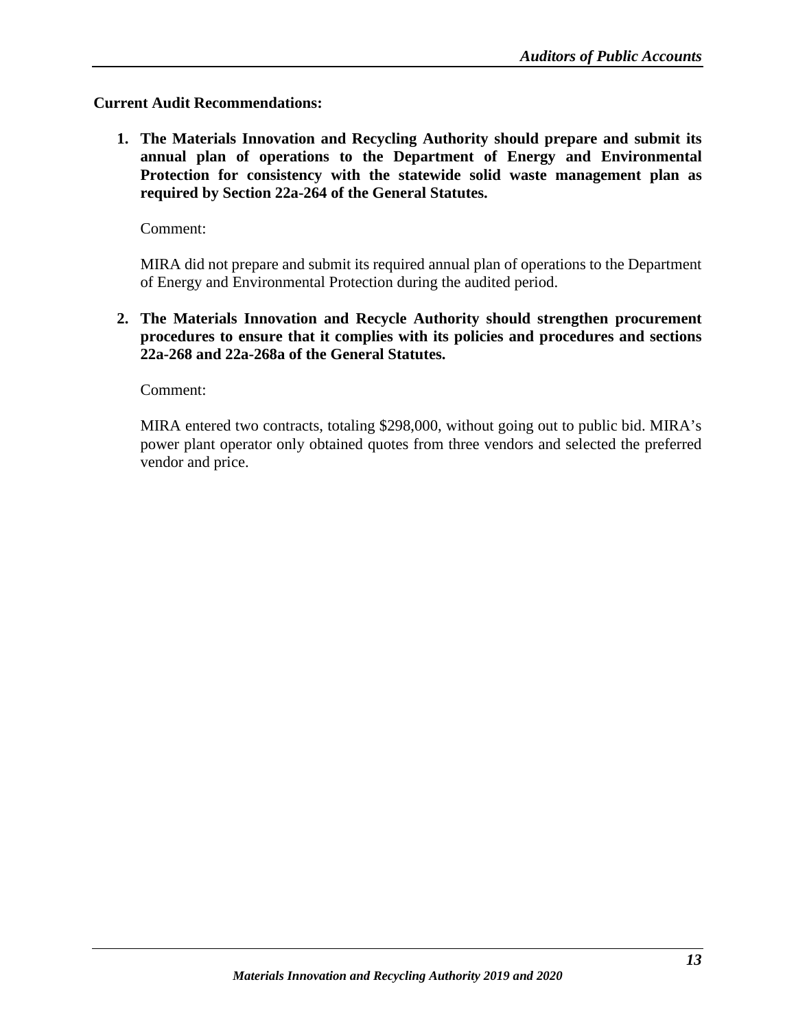**Current Audit Recommendations:**

1. **The Materials Innovation and Recycling Authority should prepare and submit its annual plan of operations to the Department of Energy and Environmental Protection for consistency with the statewide solid waste management plan as required by Section 22a-264 of the General Statutes.**

   Comment:

   MIRA did not prepare and submit its required annual plan of operations to the Department of Energy and Environmental Protection during the audited period.

2. **The Materials Innovation and Recycle Authority should strengthen procurement procedures to ensure that it complies with its policies and procedures and sections 22a-268 and 22a-268a of the General Statutes.**

   Comment:

   MIRA entered two contracts, totaling $298,000, without going out to public bid. MIRA's power plant operator only obtained quotes from three vendors and selected the preferred vendor and price.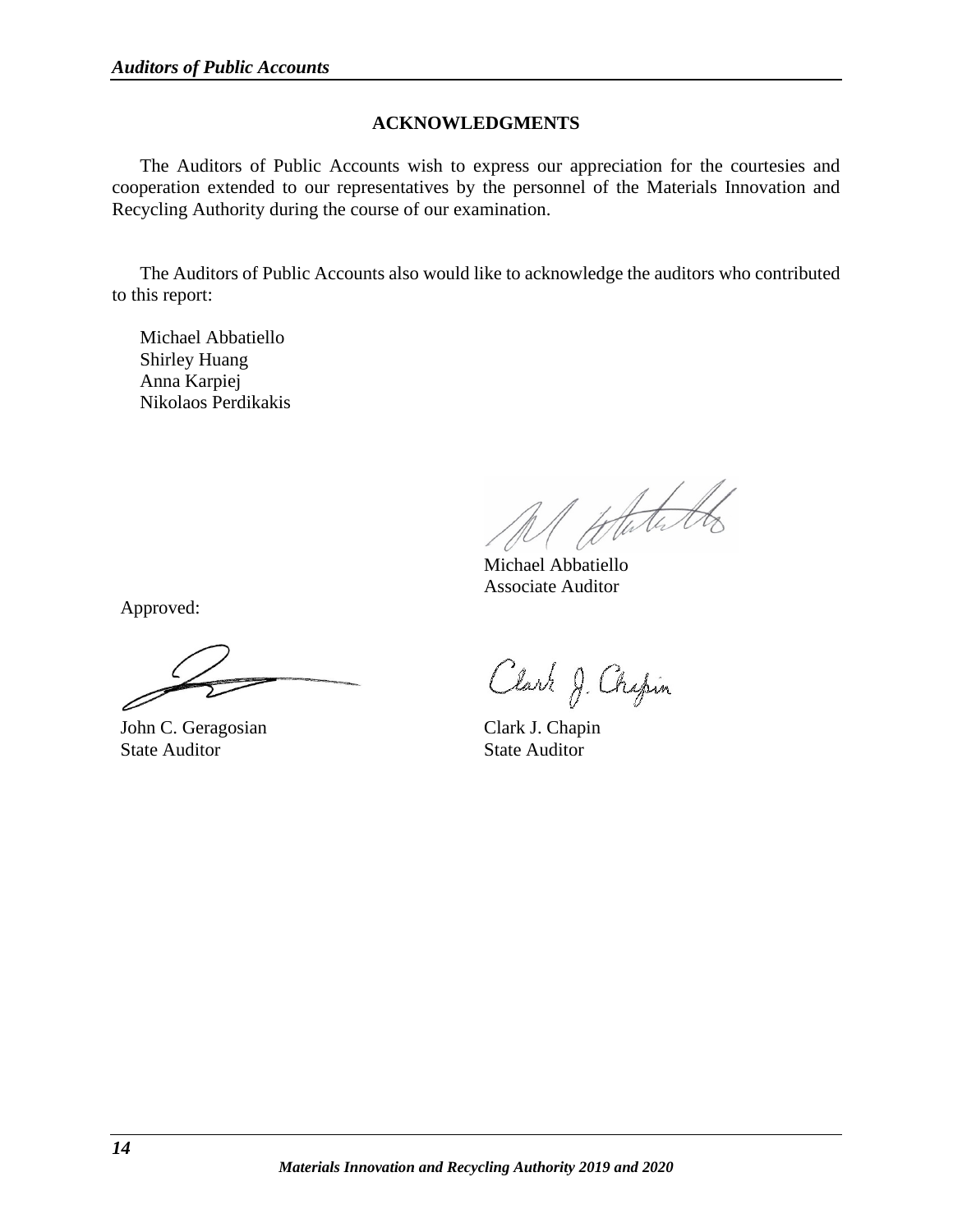## ACKNOWLEDGMENTS

The Auditors of Public Accounts wish to express our appreciation for the courtesies and cooperation extended to our representatives by the personnel of the Materials Innovation and Recycling Authority during the course of our examination.

The Auditors of Public Accounts also would like to acknowledge the auditors who contributed to this report:

Michael Abbatiello
Shirley Huang
Anna Karpiej
Nikolaos Perdikakis

Michael Abbatiello
Associate Auditor

Approved:

John C. Geragosian
State Auditor

Clark J. Chapin
State Auditor